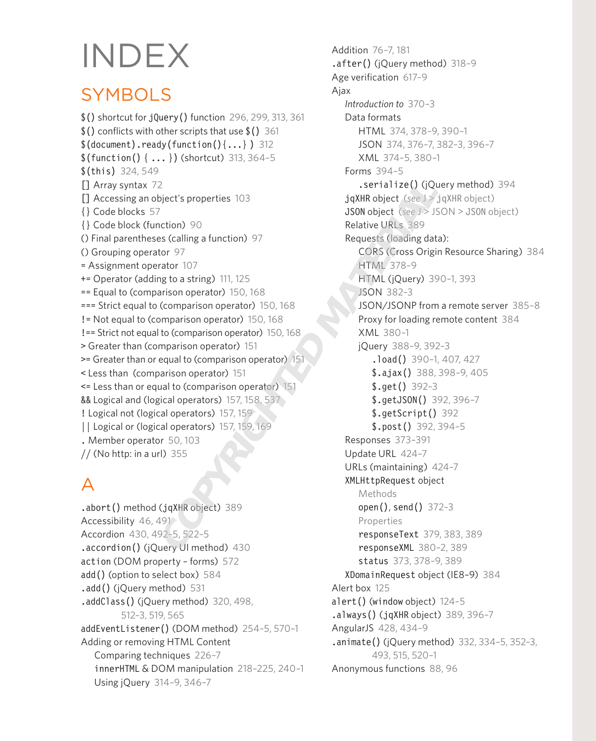# INDEX

## SYMBOLS

`$()` shortcut for `jQuery()` function 296, 299, 313, 361
`$()` conflicts with other scripts that use `$()` 361
`$(document).ready(function(){...} )` 312
`$(function() { ... })` (shortcut) 313, 364–5
`$(this)` 324, 549
[] Array syntax 72
[] Accessing an object's properties 103
{} Code blocks 57
{} Code block (function) 90
() Final parentheses (calling a function) 97
() Grouping operator 97
= Assignment operator 107
+= Operator (adding to a string) 111, 125
== Equal to (comparison operator) 150, 168
=== Strict equal to (comparison operator) 150, 168
!= Not equal to (comparison operator) 150, 168
!== Strict not equal to (comparison operator) 150, 168
> Greater than (comparison operator) 151
>= Greater than or equal to (comparison operator) 151
< Less than (comparison operator) 151
<= Less than or equal to (comparison operator) 151
&& Logical and (logical operators) 157, 158, 537
! Logical not (logical operators) 157, 159
|| Logical or (logical operators) 157, 159, 169
. Member operator 50, 103
// (No http: in a url) 355

## A

`.abort()` method (`jqXHR` object) 389
Accessibility 46, 491
Accordion 430, 492–5, 522–5
`.accordion()` (jQuery UI method) 430
`action` (DOM property – forms) 572
`add()` (option to select box) 584
`.add()` (jQuery method) 531
`.addClass()` (jQuery method) 320, 498, 512–3, 519, 565
`addEventListener()` (DOM method) 254–5, 570–1
Adding or removing HTML Content
- Comparing techniques 226–7
- `innerHTML` & DOM manipulation 218–225, 240–1
- Using jQuery 314–9, 346–7

Addition 76–7, 181
`.after()` (jQuery method) 318–9
Age verification 617–9
Ajax
- *Introduction to* 370–3
- Data formats
  - HTML 374, 378–9, 390–1
  - JSON 374, 376–7, 382–3, 396–7
  - XML 374–5, 380–1
- Forms 394–5
  - `.serialize()` (jQuery method) 394
- `jqXHR` object (*see* J > `jqXHR` object)
- `JSON` object (*see* J > JSON > `JSON` object)
- Relative URLs 389
- Requests (loading data):
  - CORS (Cross Origin Resource Sharing) 384
  - HTML 378–9
  - HTML (jQuery) 390–1, 393
  - JSON 382–3
  - JSON/JSONP from a remote server 385–8
  - Proxy for loading remote content 384
  - XML 380–1
  - jQuery 388–9, 392–3
    - `.load()` 390–1, 407, 427
    - `$.ajax()` 388, 398–9, 405
    - `$.get()` 392–3
    - `$.getJSON()` 392, 396–7
    - `$.getScript()` 392
    - `$.post()` 392, 394–5
- Responses 373–391
- Update URL 424–7
- URLs (maintaining) 424–7
- `XMLHttpRequest` object
  - Methods
  - `open()`, `send()` 372–3
  - Properties
  - `responseText` 379, 383, 389
  - `responseXML` 380–2, 389
  - `status` 373, 378–9, 389
- `XDomainRequest` object (IE8-9) 384

Alert box 125
`alert()` (`window` object) 124–5
`.always()` (`jqXHR` object) 389, 396–7
AngularJS 428, 434–9
`.animate()` (jQuery method) 332, 334–5, 352–3, 493, 515, 520–1
Anonymous functions 88, 96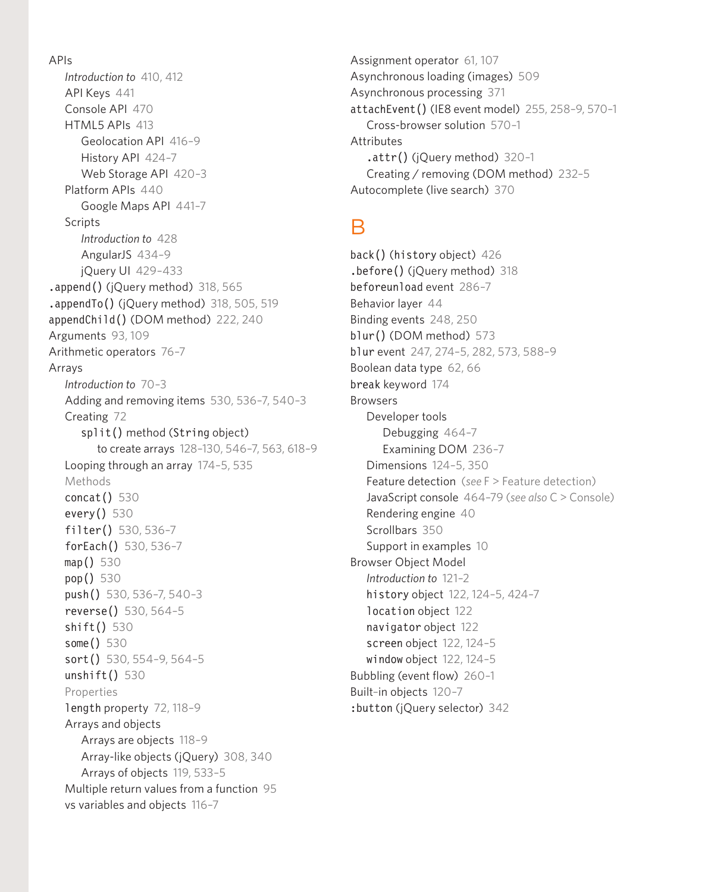APIs
- *Introduction to* 410, 412
- API Keys 441
- Console API 470
- HTML5 APIs 413
  - Geolocation API 416–9
  - History API 424–7
  - Web Storage API 420–3
- Platform APIs 440
  - Google Maps API 441–7
- Scripts
  - *Introduction to* 428
  - AngularJS 434–9
  - jQuery UI 429–433

`.append()` (jQuery method) 318, 565

`.appendTo()` (jQuery method) 318, 505, 519

`appendChild()` (DOM method) 222, 240

Arguments 93, 109

Arithmetic operators 76–7

Arrays
- *Introduction to* 70–3
- Adding and removing items 530, 536–7, 540–3
- Creating 72
  - `split()` method (`String` object)
    - to create arrays 128–130, 546–7, 563, 618–9
- Looping through an array 174–5, 535
- Methods
- `concat()` 530
- `every()` 530
- `filter()` 530, 536–7
- `forEach()` 530, 536–7
- `map()` 530
- `pop()` 530
- `push()` 530, 536–7, 540–3
- `reverse()` 530, 564–5
- `shift()` 530
- `some()` 530
- `sort()` 530, 554–9, 564–5
- `unshift()` 530
- Properties
- `length` property 72, 118–9
- Arrays and objects
  - Arrays are objects 118–9
  - Array-like objects (jQuery) 308, 340
  - Arrays of objects 119, 533–5
- Multiple return values from a function 95
- vs variables and objects 116–7

Assignment operator 61, 107

Asynchronous loading (images) 509

Asynchronous processing 371

`attachEvent()` (IE8 event model) 255, 258–9, 570–1
- Cross-browser solution 570–1

Attributes
- `.attr()` (jQuery method) 320–1
- Creating / removing (DOM method) 232–5

Autocomplete (live search) 370

## B

`back()` (`history` object) 426

`.before()` (jQuery method) 318

`beforeunload` event 286–7

Behavior layer 44

Binding events 248, 250

`blur()` (DOM method) 573

`blur` event 247, 274–5, 282, 573, 588–9

Boolean data type 62, 66

`break` keyword 174

Browsers
- Developer tools
  - Debugging 464–7
  - Examining DOM 236–7
- Dimensions 124–5, 350
- Feature detection (*see* F > Feature detection)
- JavaScript console 464–79 (*see also* C > Console)
- Rendering engine 40
- Scrollbars 350
- Support in examples 10

Browser Object Model
- *Introduction to* 121–2
- `history` object 122, 124–5, 424–7
- `location` object 122
- `navigator` object 122
- `screen` object 122, 124–5
- `window` object 122, 124–5

Bubbling (event flow) 260–1

Built-in objects 120–7

`:button` (jQuery selector) 342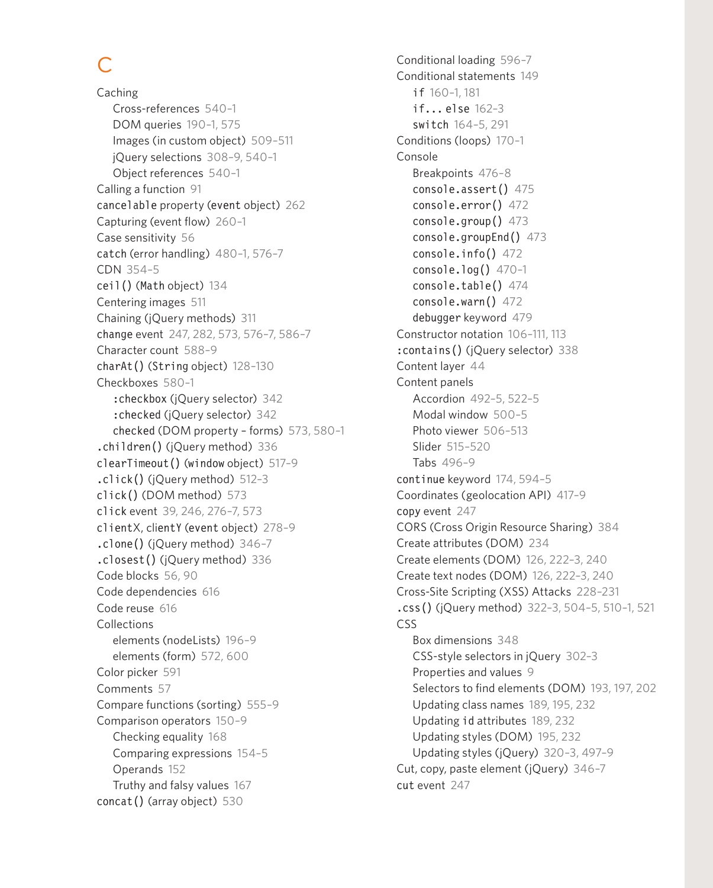# C

- Caching
  - Cross-references 540–1
  - DOM queries 190–1, 575
  - Images (in custom object) 509–511
  - jQuery selections 308–9, 540–1
  - Object references 540–1
- Calling a function 91
- `cancelable` property (`event` object) 262
- Capturing (event flow) 260–1
- Case sensitivity 56
- `catch` (error handling) 480–1, 576–7
- CDN 354–5
- `ceil()` (`Math` object) 134
- Centering images 511
- Chaining (jQuery methods) 311
- `change` event 247, 282, 573, 576–7, 586–7
- Character count 588–9
- `charAt()` (`String` object) 128–130
- Checkboxes 580–1
  - `:checkbox` (jQuery selector) 342
  - `:checked` (jQuery selector) 342
  - `checked` (DOM property – forms) 573, 580–1
- `.children()` (jQuery method) 336
- `clearTimeout()` (`window` object) 517–9
- `.click()` (jQuery method) 512–3
- `click()` (DOM method) 573
- `click` event 39, 246, 276–7, 573
- `clientX`, `clientY` (`event` object) 278–9
- `.clone()` (jQuery method) 346–7
- `.closest()` (jQuery method) 336
- Code blocks 56, 90
- Code dependencies 616
- Code reuse 616
- Collections
  - elements (nodeLists) 196–9
  - elements (form) 572, 600
- Color picker 591
- Comments 57
- Compare functions (sorting) 555–9
- Comparison operators 150–9
  - Checking equality 168
  - Comparing expressions 154–5
  - Operands 152
  - Truthy and falsy values 167
- `concat()` (array object) 530
- Conditional loading 596–7
- Conditional statements 149
  - `if` 160–1, 181
  - `if...else` 162–3
  - `switch` 164–5, 291
- Conditions (loops) 170–1
- Console
  - Breakpoints 476–8
  - `console.assert()` 475
  - `console.error()` 472
  - `console.group()` 473
  - `console.groupEnd()` 473
  - `console.info()` 472
  - `console.log()` 470–1
  - `console.table()` 474
  - `console.warn()` 472
  - `debugger` keyword 479
- Constructor notation 106–111, 113
- `:contains()` (jQuery selector) 338
- Content layer 44
- Content panels
  - Accordion 492–5, 522–5
  - Modal window 500–5
  - Photo viewer 506–513
  - Slider 515–520
  - Tabs 496–9
- `continue` keyword 174, 594–5
- Coordinates (geolocation API) 417–9
- `copy` event 247
- CORS (Cross Origin Resource Sharing) 384
- Create attributes (DOM) 234
- Create elements (DOM) 126, 222–3, 240
- Create text nodes (DOM) 126, 222–3, 240
- Cross-Site Scripting (XSS) Attacks 228–231
- `.css()` (jQuery method) 322–3, 504–5, 510–1, 521
- CSS
  - Box dimensions 348
  - CSS-style selectors in jQuery 302–3
  - Properties and values 9
  - Selectors to find elements (DOM) 193, 197, 202
  - Updating class names 189, 195, 232
  - Updating `id` attributes 189, 232
  - Updating styles (DOM) 195, 232
  - Updating styles (jQuery) 320–3, 497–9
- Cut, copy, paste element (jQuery) 346–7
- `cut` event 247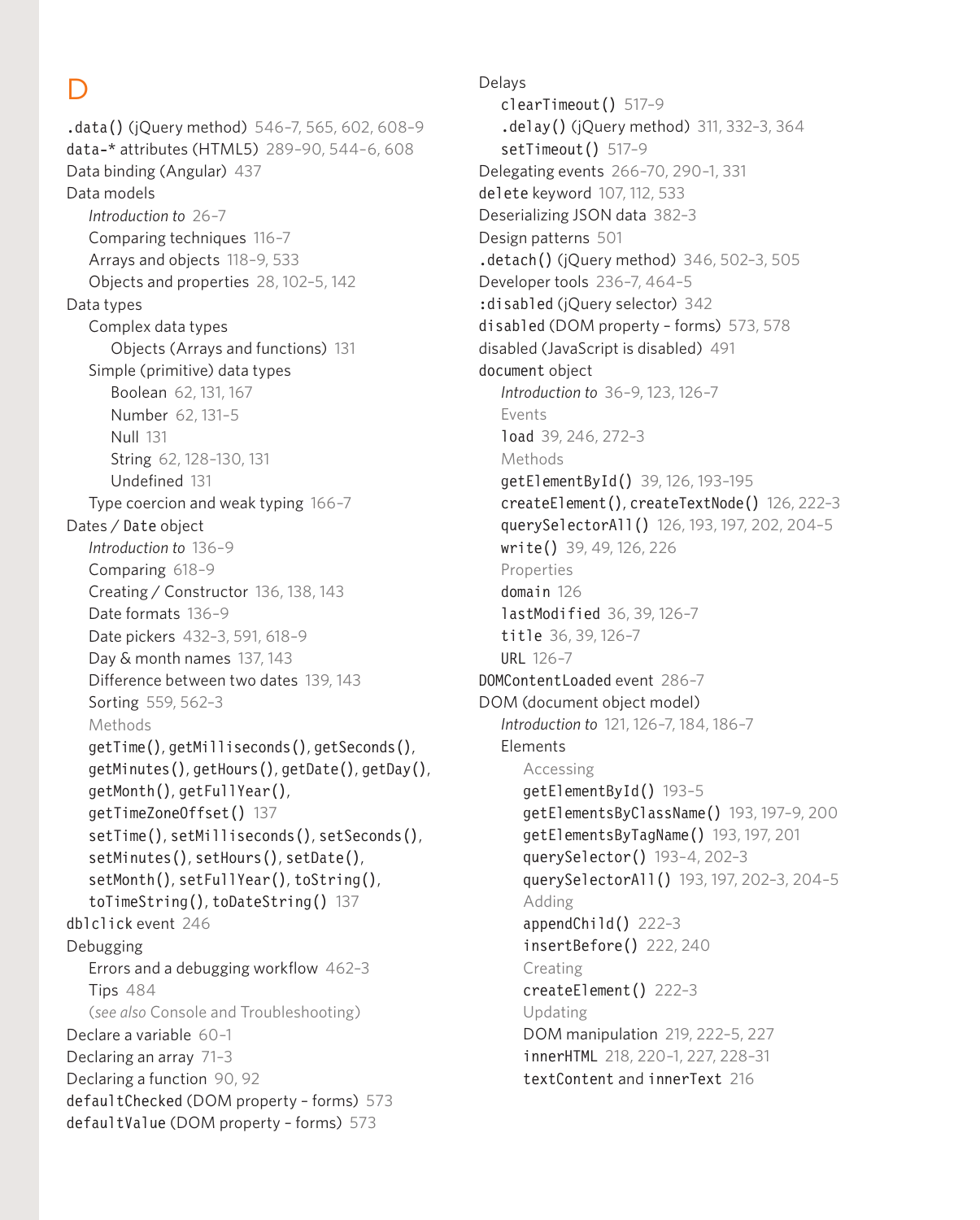# D

- `.data()` (jQuery method) 546–7, 565, 602, 608–9
- `data-*` attributes (HTML5) 289–90, 544–6, 608
- Data binding (Angular) 437
- Data models
  - *Introduction to* 26–7
  - Comparing techniques 116–7
  - Arrays and objects 118–9, 533
  - Objects and properties 28, 102–5, 142
- Data types
  - Complex data types
    - Objects (Arrays and functions) 131
  - Simple (primitive) data types
    - Boolean 62, 131, 167
    - Number 62, 131–5
    - Null 131
    - String 62, 128–130, 131
    - Undefined 131
  - Type coercion and weak typing 166–7
- Dates / `Date` object
  - *Introduction to* 136–9
  - Comparing 618–9
  - Creating / Constructor 136, 138, 143
  - Date formats 136–9
  - Date pickers 432–3, 591, 618–9
  - Day & month names 137, 143
  - Difference between two dates 139, 143
  - Sorting 559, 562–3
  - Methods
  - `getTime()`, `getMilliseconds()`, `getSeconds()`, `getMinutes()`, `getHours()`, `getDate()`, `getDay()`, `getMonth()`, `getFullYear()`, `getTimeZoneOffset()` 137
  - `setTime()`, `setMilliseconds()`, `setSeconds()`, `setMinutes()`, `setHours()`, `setDate()`, `setMonth()`, `setFullYear()`, `toString()`, `toTimeString()`, `toDateString()` 137
- `dblclick` event 246
- Debugging
  - Errors and a debugging workflow 462–3
  - Tips 484
  - (*see also* Console and Troubleshooting)
- Declare a variable 60–1
- Declaring an array 71–3
- Declaring a function 90, 92
- `defaultChecked` (DOM property – forms) 573
- `defaultValue` (DOM property – forms) 573
- Delays
  - `clearTimeout()` 517–9
  - `.delay()` (jQuery method) 311, 332–3, 364
  - `setTimeout()` 517–9
- Delegating events 266–70, 290–1, 331
- `delete` keyword 107, 112, 533
- Deserializing JSON data 382–3
- Design patterns 501
- `.detach()` (jQuery method) 346, 502–3, 505
- Developer tools 236–7, 464–5
- `:disabled` (jQuery selector) 342
- `disabled` (DOM property – forms) 573, 578
- disabled (JavaScript is disabled) 491
- `document` object
  - *Introduction to* 36–9, 123, 126–7
  - Events
  - `load` 39, 246, 272–3
  - Methods
  - `getElementById()` 39, 126, 193–195
  - `createElement()`, `createTextNode()` 126, 222–3
  - `querySelectorAll()` 126, 193, 197, 202, 204–5
  - `write()` 39, 49, 126, 226
  - Properties
  - `domain` 126
  - `lastModified` 36, 39, 126–7
  - `title` 36, 39, 126–7
  - `URL` 126–7
- `DOMContentLoaded` event 286–7
- DOM (document object model)
  - *Introduction to* 121, 126–7, 184, 186–7
  - Elements
    - Accessing
    - `getElementById()` 193–5
    - `getElementsByClassName()` 193, 197–9, 200
    - `getElementsByTagName()` 193, 197, 201
    - `querySelector()` 193–4, 202–3
    - `querySelectorAll()` 193, 197, 202–3, 204–5
    - Adding
    - `appendChild()` 222–3
    - `insertBefore()` 222, 240
    - Creating
    - `createElement()` 222–3
    - Updating
    - DOM manipulation 219, 222–5, 227
    - `innerHTML` 218, 220–1, 227, 228–31
    - `textContent` and `innerText` 216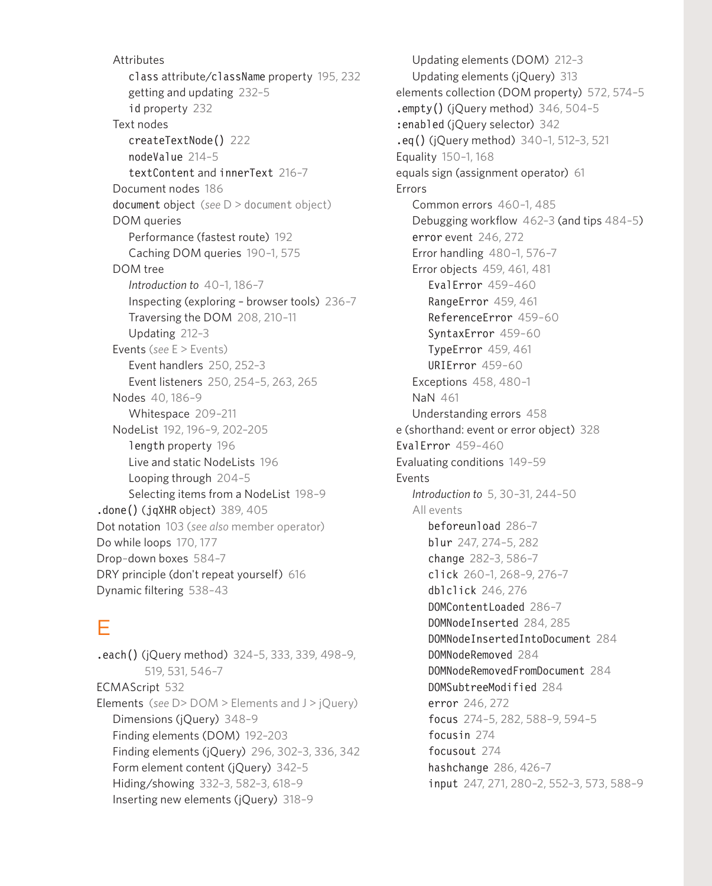Attributes
- class attribute/className property 195, 232
- getting and updating 232–5
- id property 232

Text nodes
- createTextNode() 222
- nodeValue 214–5
- textContent and innerText 216–7

Document nodes 186

document object (*see* D > document object)

DOM queries
- Performance (fastest route) 192
- Caching DOM queries 190–1, 575

DOM tree
- *Introduction to* 40–1, 186–7
- Inspecting (exploring – browser tools) 236–7
- Traversing the DOM 208, 210–11
- Updating 212–3

Events (*see* E > Events)
- Event handlers 250, 252–3
- Event listeners 250, 254–5, 263, 265

Nodes 40, 186–9
- Whitespace 209–211

NodeList 192, 196–9, 202–205
- length property 196
- Live and static NodeLists 196
- Looping through 204–5
- Selecting items from a NodeList 198–9

.done() (jqXHR object) 389, 405
Dot notation 103 (*see also* member operator)
Do while loops 170, 177
Drop-down boxes 584–7
DRY principle (don't repeat yourself) 616
Dynamic filtering 538–43

# E

.each() (jQuery method) 324–5, 333, 339, 498–9, 519, 531, 546–7
ECMAScript 532
Elements (*see* D> DOM > Elements and J > jQuery)
- Dimensions (jQuery) 348–9
- Finding elements (DOM) 192–203
- Finding elements (jQuery) 296, 302–3, 336, 342
- Form element content (jQuery) 342–5
- Hiding/showing 332–3, 582–3, 618–9
- Inserting new elements (jQuery) 318–9
- Updating elements (DOM) 212–3
- Updating elements (jQuery) 313

elements collection (DOM property) 572, 574–5
.empty() (jQuery method) 346, 504–5
:enabled (jQuery selector) 342
.eq() (jQuery method) 340–1, 512–3, 521
Equality 150–1, 168
equals sign (assignment operator) 61

Errors
- Common errors 460–1, 485
- Debugging workflow 462–3 (and tips 484–5)
- error event 246, 272
- Error handling 480–1, 576–7
- Error objects 459, 461, 481
  - EvalError 459–460
  - RangeError 459, 461
  - ReferenceError 459–60
  - SyntaxError 459–60
  - TypeError 459, 461
  - URIError 459–60
- Exceptions 458, 480–1
- NaN 461
- Understanding errors 458

e (shorthand: event or error object) 328
EvalError 459–460
Evaluating conditions 149–59

Events
- *Introduction to* 5, 30–31, 244–50
- All events
  - beforeunload 286–7
  - blur 247, 274–5, 282
  - change 282–3, 586–7
  - click 260–1, 268–9, 276–7
  - dblclick 246, 276
  - DOMContentLoaded 286–7
  - DOMNodeInserted 284, 285
  - DOMNodeInsertedIntoDocument 284
  - DOMNodeRemoved 284
  - DOMNodeRemovedFromDocument 284
  - DOMSubtreeModified 284
  - error 246, 272
  - focus 274–5, 282, 588–9, 594–5
  - focusin 274
  - focusout 274
  - hashchange 286, 426–7
  - input 247, 271, 280–2, 552–3, 573, 588–9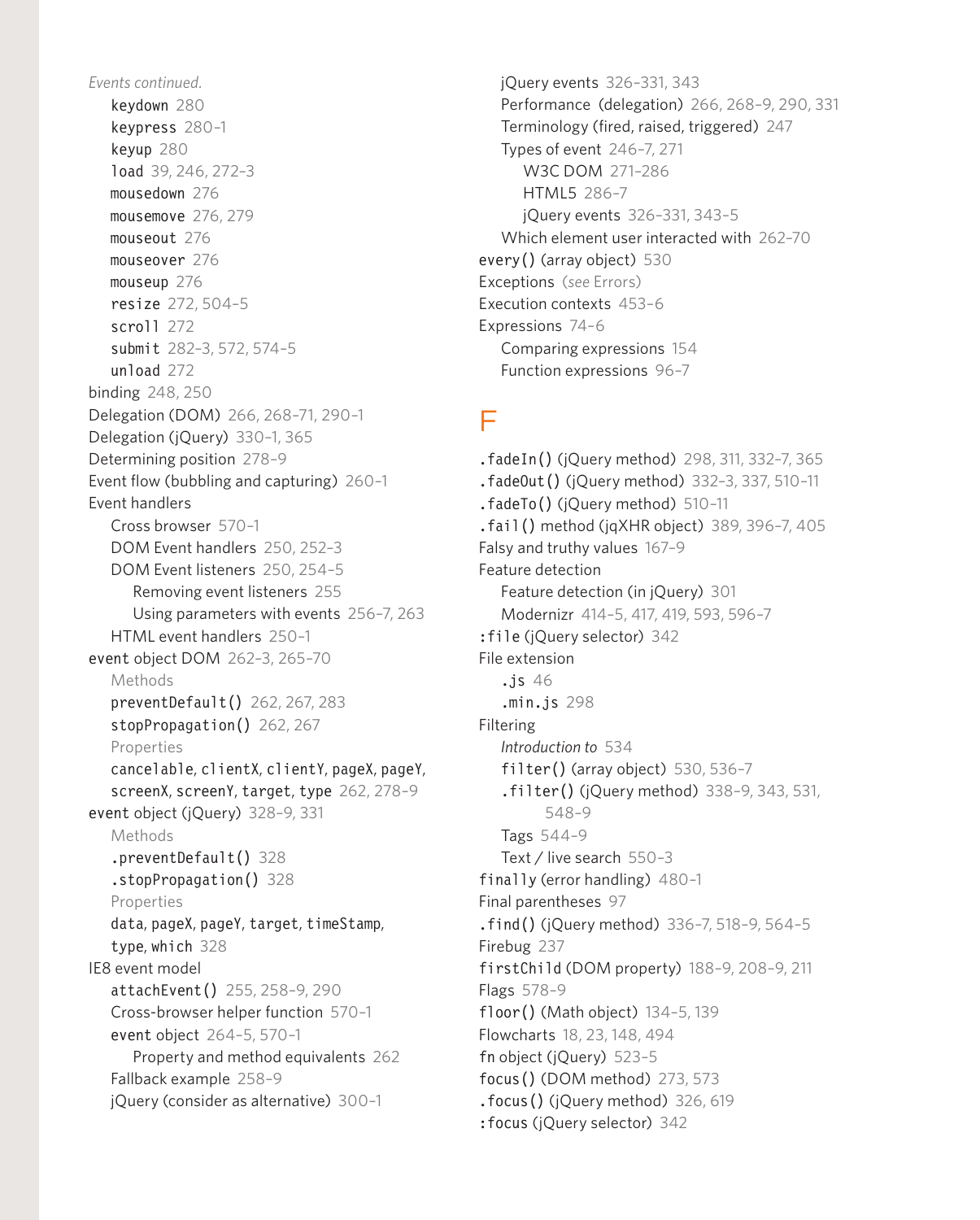*Events continued.*

- keydown 280
- keypress 280–1
- keyup 280
- load 39, 246, 272–3
- mousedown 276
- mousemove 276, 279
- mouseout 276
- mouseover 276
- mouseup 276
- resize 272, 504–5
- scroll 272
- submit 282–3, 572, 574–5
- unload 272

binding 248, 250
Delegation (DOM) 266, 268–71, 290–1
Delegation (jQuery) 330–1, 365
Determining position 278–9
Event flow (bubbling and capturing) 260–1
Event handlers

- Cross browser 570–1
- DOM Event handlers 250, 252–3
- DOM Event listeners 250, 254–5
  - Removing event listeners 255
  - Using parameters with events 256–7, 263
- HTML event handlers 250–1

event object DOM 262–3, 265–70

- Methods
- preventDefault() 262, 267, 283
- stopPropagation() 262, 267
- Properties
- cancelable, clientX, clientY, pageX, pageY, screenX, screenY, target, type 262, 278–9

event object (jQuery) 328–9, 331

- Methods
- .preventDefault() 328
- .stopPropagation() 328
- Properties
- data, pageX, pageY, target, timeStamp, type, which 328

IE8 event model

- attachEvent() 255, 258–9, 290
- Cross-browser helper function 570–1
- event object 264–5, 570–1
  - Property and method equivalents 262
- Fallback example 258–9
- jQuery (consider as alternative) 300–1
- jQuery events 326–331, 343
- Performance (delegation) 266, 268–9, 290, 331
- Terminology (fired, raised, triggered) 247
- Types of event 246–7, 271
  - W3C DOM 271–286
  - HTML5 286–7
  - jQuery events 326–331, 343–5
- Which element user interacted with 262–70

every() (array object) 530
Exceptions (*see* Errors)
Execution contexts 453–6
Expressions 74–6

- Comparing expressions 154
- Function expressions 96–7

# F

.fadeIn() (jQuery method) 298, 311, 332–7, 365
.fadeOut() (jQuery method) 332–3, 337, 510–11
.fadeTo() (jQuery method) 510–11
.fail() method (jqXHR object) 389, 396–7, 405
Falsy and truthy values 167–9
Feature detection

- Feature detection (in jQuery) 301
- Modernizr 414–5, 417, 419, 593, 596–7

:file (jQuery selector) 342
File extension

- .js 46
- .min.js 298

Filtering

- *Introduction to* 534
- filter() (array object) 530, 536–7
- .filter() (jQuery method) 338–9, 343, 531, 548–9
- Tags 544–9
- Text / live search 550–3

finally (error handling) 480–1
Final parentheses 97
.find() (jQuery method) 336–7, 518–9, 564–5
Firebug 237
firstChild (DOM property) 188–9, 208–9, 211
Flags 578–9
floor() (Math object) 134–5, 139
Flowcharts 18, 23, 148, 494
fn object (jQuery) 523–5
focus() (DOM method) 273, 573
.focus() (jQuery method) 326, 619
:focus (jQuery selector) 342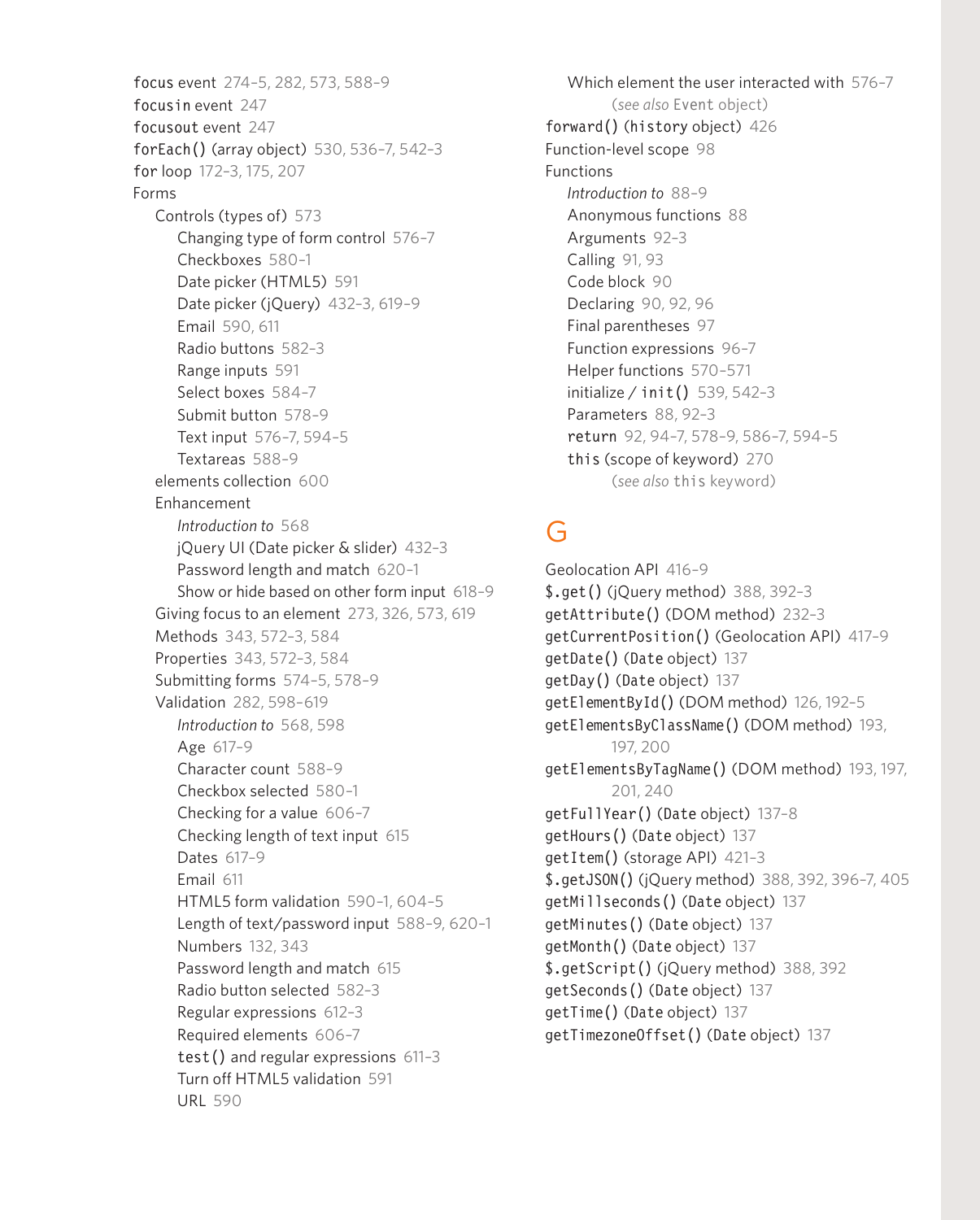`focus` event 274–5, 282, 573, 588–9
`focusin` event 247
`focusout` event 247
`forEach()` (array object) 530, 536–7, 542–3
`for` loop 172–3, 175, 207
Forms
- Controls (types of) 573
  - Changing type of form control 576–7
  - Checkboxes 580–1
  - Date picker (HTML5) 591
  - Date picker (jQuery) 432–3, 619–9
  - Email 590, 611
  - Radio buttons 582–3
  - Range inputs 591
  - Select boxes 584–7
  - Submit button 578–9
  - Text input 576–7, 594–5
  - Textareas 588–9
- elements collection 600
- Enhancement
  - *Introduction to* 568
  - jQuery UI (Date picker & slider) 432–3
  - Password length and match 620–1
  - Show or hide based on other form input 618–9
- Giving focus to an element 273, 326, 573, 619
- Methods 343, 572–3, 584
- Properties 343, 572–3, 584
- Submitting forms 574–5, 578–9
- Validation 282, 598–619
  - *Introduction to* 568, 598
  - Age 617–9
  - Character count 588–9
  - Checkbox selected 580–1
  - Checking for a value 606–7
  - Checking length of text input 615
  - Dates 617–9
  - Email 611
  - HTML5 form validation 590–1, 604–5
  - Length of text/password input 588–9, 620–1
  - Numbers 132, 343
  - Password length and match 615
  - Radio button selected 582–3
  - Regular expressions 612–3
  - Required elements 606–7
  - `test()` and regular expressions 611–3
  - Turn off HTML5 validation 591
  - URL 590
  - Which element the user interacted with 576–7
    (*see also* `Event` object)

`forward()` (`history` object) 426
Function-level scope 98
Functions
- *Introduction to* 88–9
- Anonymous functions 88
- Arguments 92–3
- Calling 91, 93
- Code block 90
- Declaring 90, 92, 96
- Final parentheses 97
- Function expressions 96–7
- Helper functions 570–571
- initialize / `init()` 539, 542–3
- Parameters 88, 92–3
- `return` 92, 94–7, 578–9, 586–7, 594–5
- `this` (scope of keyword) 270
  (*see also* `this` keyword)

## G

Geolocation API 416–9
`$.get()` (jQuery method) 388, 392–3
`getAttribute()` (DOM method) 232–3
`getCurrentPosition()` (Geolocation API) 417–9
`getDate()` (`Date` object) 137
`getDay()` (`Date` object) 137
`getElementById()` (DOM method) 126, 192–5
`getElementsByClassName()` (DOM method) 193, 197, 200
`getElementsByTagName()` (DOM method) 193, 197, 201, 240
`getFullYear()` (`Date` object) 137–8
`getHours()` (`Date` object) 137
`getItem()` (storage API) 421–3
`$.getJSON()` (jQuery method) 388, 392, 396–7, 405
`getMillseconds()` (`Date` object) 137
`getMinutes()` (`Date` object) 137
`getMonth()` (`Date` object) 137
`$.getScript()` (jQuery method) 388, 392
`getSeconds()` (`Date` object) 137
`getTime()` (`Date` object) 137
`getTimezoneOffset()` (`Date` object) 137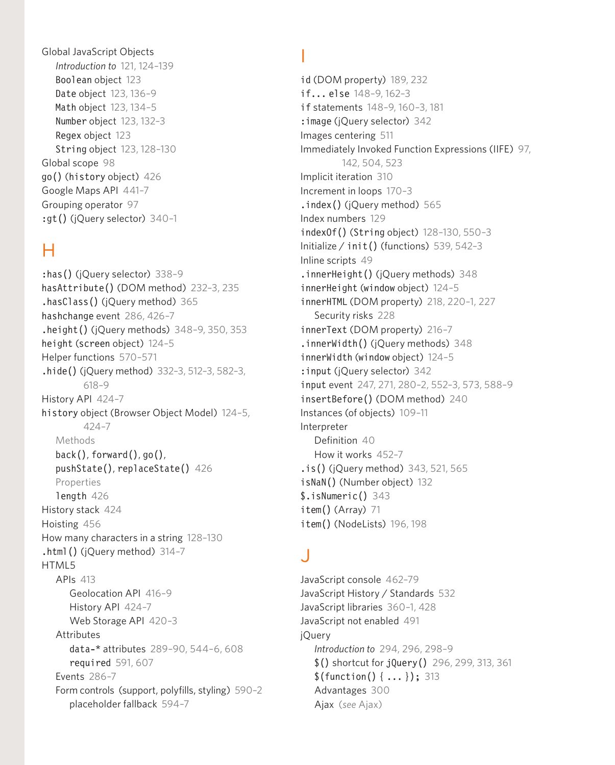Global JavaScript Objects
- *Introduction to* 121, 124–139
- Boolean object 123
- Date object 123, 136–9
- Math object 123, 134–5
- Number object 123, 132–3
- Regex object 123
- String object 123, 128–130

Global scope 98
go() (history object) 426
Google Maps API 441–7
Grouping operator 97
:gt() (jQuery selector) 340–1

## H

:has() (jQuery selector) 338–9
hasAttribute() (DOM method) 232–3, 235
.hasClass() (jQuery method) 365
hashchange event 286, 426–7
.height() (jQuery methods) 348–9, 350, 353
height (screen object) 124–5
Helper functions 570–571
.hide() (jQuery method) 332–3, 512–3, 582–3, 618–9
History API 424–7
history object (Browser Object Model) 124–5, 424–7
- Methods
- back(), forward(), go(), pushState(), replaceState() 426
- Properties
- length 426

History stack 424
Hoisting 456
How many characters in a string 128–130
.html() (jQuery method) 314–7
HTML5
- APIs 413
  - Geolocation API 416–9
  - History API 424–7
  - Web Storage API 420–3
- Attributes
  - data-* attributes 289–90, 544–6, 608
  - required 591, 607
- Events 286–7
- Form controls (support, polyfills, styling) 590–2
  - placeholder fallback 594–7

## I

id (DOM property) 189, 232
if... else 148–9, 162–3
if statements 148–9, 160–3, 181
:image (jQuery selector) 342
Images centering 511
Immediately Invoked Function Expressions (IIFE) 97, 142, 504, 523
Implicit iteration 310
Increment in loops 170–3
.index() (jQuery method) 565
Index numbers 129
indexOf() (String object) 128–130, 550–3
Initialize / init() (functions) 539, 542–3
Inline scripts 49
.innerHeight() (jQuery methods) 348
innerHeight (window object) 124–5
innerHTML (DOM property) 218, 220–1, 227
- Security risks 228

innerText (DOM property) 216–7
.innerWidth() (jQuery methods) 348
innerWidth (window object) 124–5
:input (jQuery selector) 342
input event 247, 271, 280–2, 552–3, 573, 588–9
insertBefore() (DOM method) 240
Instances (of objects) 109–11
Interpreter
- Definition 40
- How it works 452–7

.is() (jQuery method) 343, 521, 565
isNaN() (Number object) 132
$.isNumeric() 343
item() (Array) 71
item() (NodeLists) 196, 198

## J

JavaScript console 462–79
JavaScript History / Standards 532
JavaScript libraries 360–1, 428
JavaScript not enabled 491
jQuery
- *Introduction to* 294, 296, 298–9
- $() shortcut for jQuery() 296, 299, 313, 361
- $(function() { ... }); 313
- Advantages 300
- Ajax (*see* Ajax)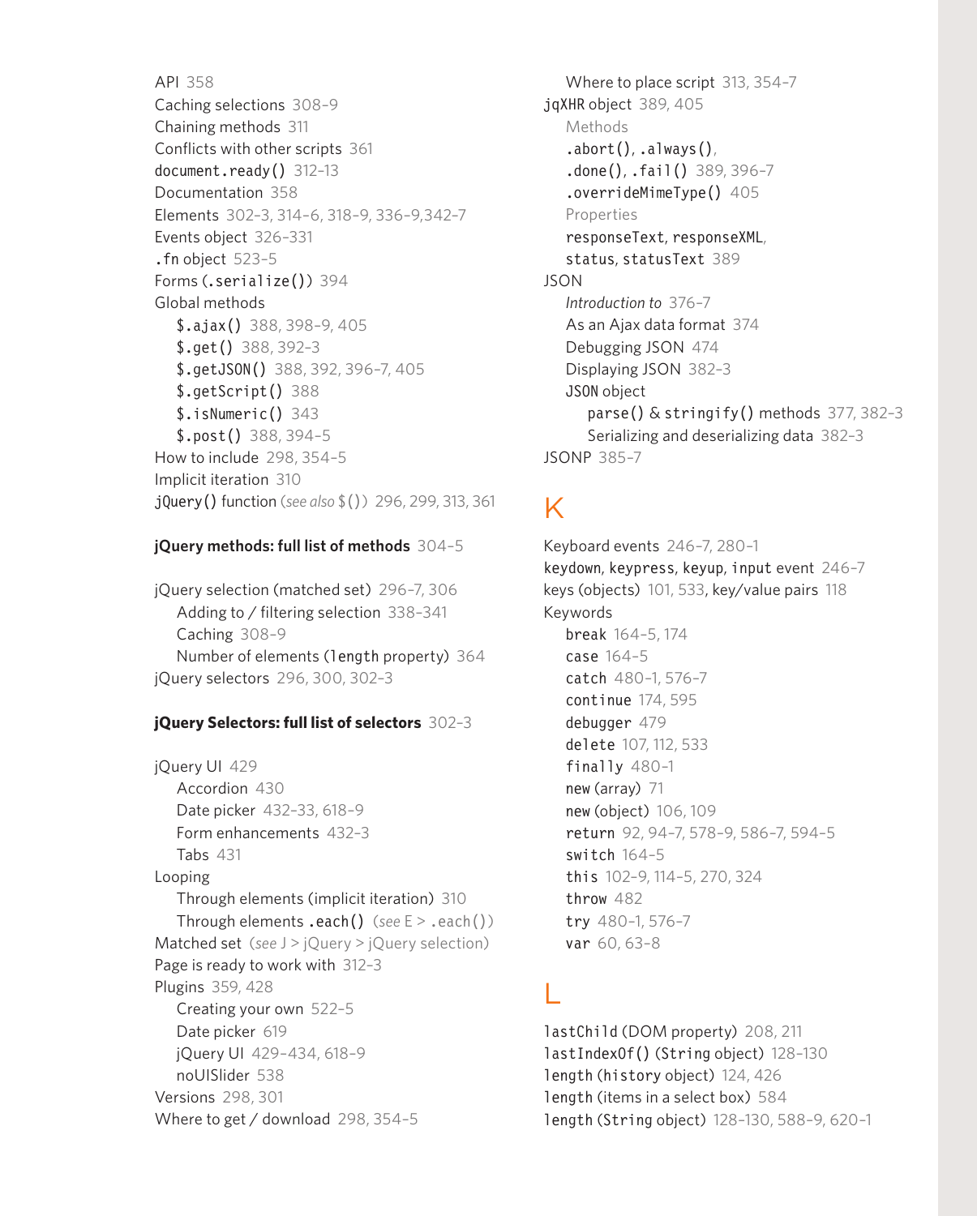API 358
Caching selections 308–9
Chaining methods 311
Conflicts with other scripts 361
`document.ready()` 312–13
Documentation 358
Elements 302–3, 314–6, 318–9, 336–9,342–7
Events object 326–331
`.fn` object 523–5
Forms (`.serialize()`) 394
Global methods
- `$.ajax()` 388, 398–9, 405
- `$.get()` 388, 392–3
- `$.getJSON()` 388, 392, 396–7, 405
- `$.getScript()` 388
- `$.isNumeric()` 343
- `$.post()` 388, 394–5

How to include 298, 354–5
Implicit iteration 310
`jQuery()` function (*see also* `$()`) 296, 299, 313, 361

**jQuery methods: full list of methods** 304–5

jQuery selection (matched set) 296–7, 306
- Adding to / filtering selection 338–341
- Caching 308–9
- Number of elements (`length` property) 364

jQuery selectors 296, 300, 302–3

**jQuery Selectors: full list of selectors** 302–3

jQuery UI 429
- Accordion 430
- Date picker 432–33, 618–9
- Form enhancements 432–3
- Tabs 431

Looping
- Through elements (implicit iteration) 310
- Through elements `.each()` (*see* E > `.each()`)

Matched set (*see* J > jQuery > jQuery selection)
Page is ready to work with 312–3
Plugins 359, 428
- Creating your own 522–5
- Date picker 619
- jQuery UI 429–434, 618–9
- noUISlider 538

Versions 298, 301
Where to get / download 298, 354–5
Where to place script 313, 354–7

`jqXHR` object 389, 405
- Methods
- `.abort()`, `.always()`,
- `.done()`, `.fail()` 389, 396–7
- `.overrideMimeType()` 405
- Properties
- `responseText`, `responseXML`,
- `status`, `statusText` 389

JSON
- *Introduction to* 376–7
- As an Ajax data format 374
- Debugging JSON 474
- Displaying JSON 382–3
- `JSON` object
  - `parse()` & `stringify()` methods 377, 382–3
  - Serializing and deserializing data 382–3

JSONP 385–7

## K

Keyboard events 246–7, 280–1
`keydown`, `keypress`, `keyup`, `input` event 246–7
keys (objects) 101, 533, key/value pairs 118
Keywords
- `break` 164–5, 174
- `case` 164–5
- `catch` 480–1, 576–7
- `continue` 174, 595
- `debugger` 479
- `delete` 107, 112, 533
- `finally` 480–1
- `new` (array) 71
- `new` (object) 106, 109
- `return` 92, 94–7, 578–9, 586–7, 594–5
- `switch` 164–5
- `this` 102–9, 114–5, 270, 324
- `throw` 482
- `try` 480–1, 576–7
- `var` 60, 63–8

## L

`lastChild` (DOM property) 208, 211
`lastIndexOf()` (`String` object) 128–130
`length` (`history` object) 124, 426
`length` (items in a select box) 584
`length` (`String` object) 128–130, 588–9, 620–1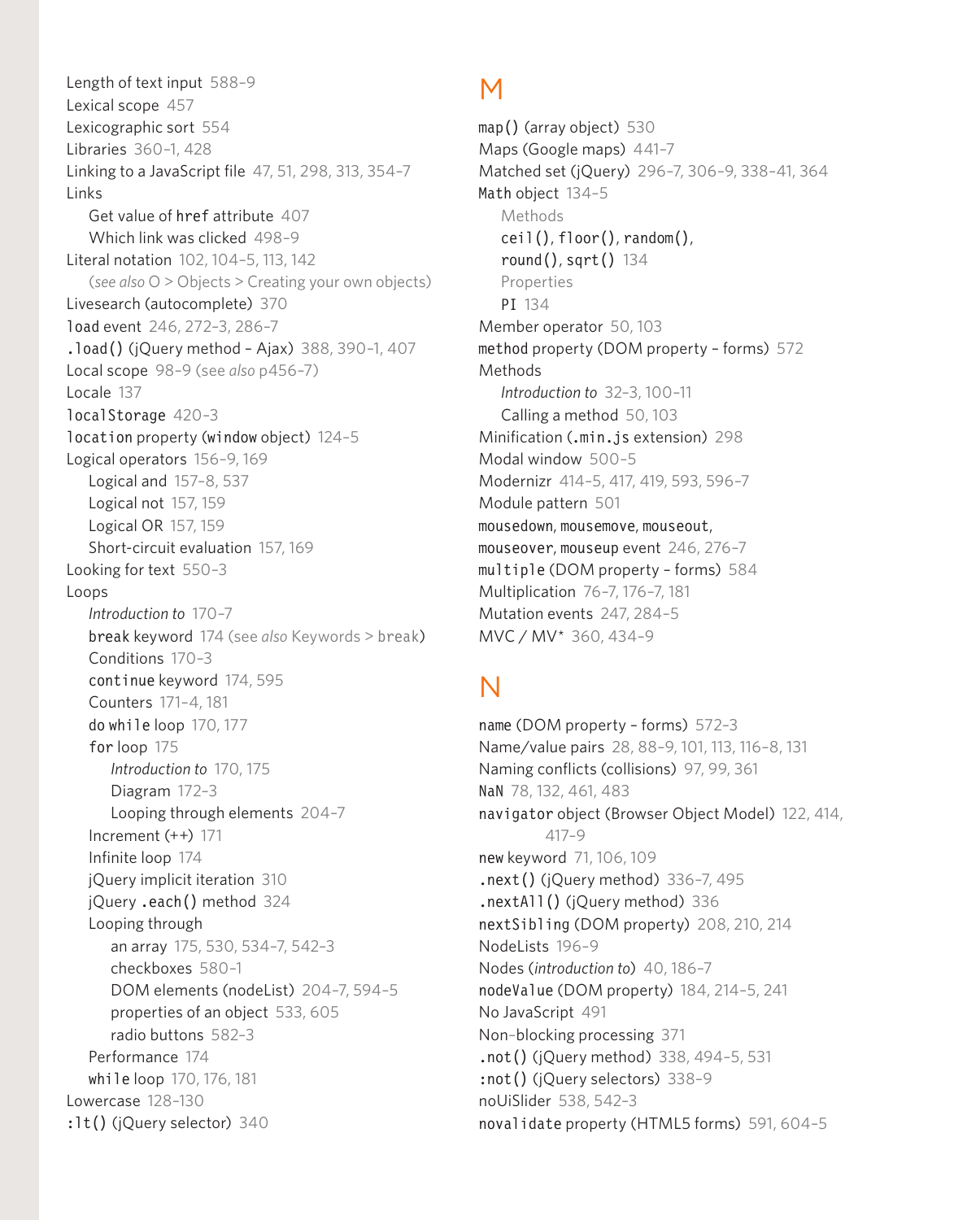Length of text input 588–9
Lexical scope 457
Lexicographic sort 554
Libraries 360–1, 428
Linking to a JavaScript file 47, 51, 298, 313, 354–7
Links
  Get value of `href` attribute 407
  Which link was clicked 498–9
Literal notation 102, 104–5, 113, 142
  (*see also* O > Objects > Creating your own objects)
Livesearch (autocomplete) 370
`load` event 246, 272–3, 286–7
`.load()` (jQuery method – Ajax) 388, 390–1, 407
Local scope 98–9 (see *also* p456–7)
Locale 137
`localStorage` 420–3
`location` property (`window` object) 124–5
Logical operators 156–9, 169
  Logical and 157–8, 537
  Logical not 157, 159
  Logical OR 157, 159
  Short-circuit evaluation 157, 169
Looking for text 550–3
Loops
  *Introduction to* 170–7
  `break` keyword 174 (see *also* Keywords > `break`)
  Conditions 170–3
  `continue` keyword 174, 595
  Counters 171–4, 181
  `do while` loop 170, 177
  `for` loop 175
    *Introduction to* 170, 175
    Diagram 172–3
    Looping through elements 204–7
  Increment (++) 171
  Infinite loop 174
  jQuery implicit iteration 310
  jQuery `.each()` method 324
  Looping through
    an array 175, 530, 534–7, 542–3
    checkboxes 580–1
    DOM elements (nodeList) 204–7, 594–5
    properties of an object 533, 605
    radio buttons 582–3
  Performance 174
  `while` loop 170, 176, 181
Lowercase 128–130
`:lt()` (jQuery selector) 340

## M

`map()` (array object) 530
Maps (Google maps) 441–7
Matched set (jQuery) 296–7, 306–9, 338–41, 364
`Math` object 134–5
  Methods
  `ceil()`, `floor()`, `random()`,
  `round()`, `sqrt()` 134
  Properties
  `PI` 134
Member operator 50, 103
`method` property (DOM property – forms) 572
Methods
  *Introduction to* 32–3, 100–11
  Calling a method 50, 103
Minification (`.min.js` extension) 298
Modal window 500–5
Modernizr 414–5, 417, 419, 593, 596–7
Module pattern 501
`mousedown`, `mousemove`, `mouseout`,
`mouseover`, `mouseup` event 246, 276–7
`multiple` (DOM property – forms) 584
Multiplication 76–7, 176–7, 181
Mutation events 247, 284–5
MVC / MV* 360, 434–9

## N

`name` (DOM property – forms) 572–3
Name/value pairs 28, 88–9, 101, 113, 116–8, 131
Naming conflicts (collisions) 97, 99, 361
`NaN` 78, 132, 461, 483
`navigator` object (Browser Object Model) 122, 414,
  417–9
`new` keyword 71, 106, 109
`.next()` (jQuery method) 336–7, 495
`.nextAll()` (jQuery method) 336
`nextSibling` (DOM property) 208, 210, 214
NodeLists 196–9
Nodes (*introduction to*) 40, 186–7
`nodeValue` (DOM property) 184, 214–5, 241
No JavaScript 491
Non-blocking processing 371
`.not()` (jQuery method) 338, 494–5, 531
`:not()` (jQuery selectors) 338–9
noUiSlider 538, 542–3
`novalidate` property (HTML5 forms) 591, 604–5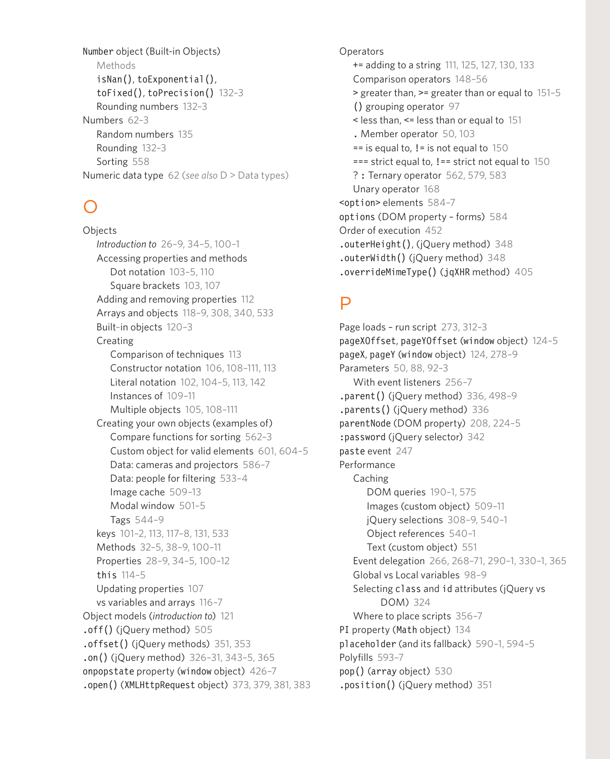Number object (Built-in Objects)
- Methods
- isNan(), toExponential(), toFixed(), toPrecision() 132–3
- Rounding numbers 132–3

Numbers 62–3
- Random numbers 135
- Rounding 132–3
- Sorting 558

Numeric data type 62 (*see also* D > Data types)

## O

Objects
- *Introduction to* 26–9, 34–5, 100–1
- Accessing properties and methods
  - Dot notation 103–5, 110
  - Square brackets 103, 107
- Adding and removing properties 112
- Arrays and objects 118–9, 308, 340, 533
- Built-in objects 120–3
- Creating
  - Comparison of techniques 113
  - Constructor notation 106, 108–111, 113
  - Literal notation 102, 104–5, 113, 142
  - Instances of 109–11
  - Multiple objects 105, 108–111
- Creating your own objects (examples of)
  - Compare functions for sorting 562–3
  - Custom object for valid elements 601, 604–5
  - Data: cameras and projectors 586–7
  - Data: people for filtering 533–4
  - Image cache 509–13
  - Modal window 501–5
  - Tags 544–9
- keys 101–2, 113, 117–8, 131, 533
- Methods 32–5, 38–9, 100–11
- Properties 28–9, 34–5, 100–12
- this 114–5
- Updating properties 107
- vs variables and arrays 116–7

Object models (*introduction to*) 121

.off() (jQuery method) 505

.offset() (jQuery methods) 351, 353

.on() (jQuery method) 326–31, 343–5, 365

onpopstate property (window object) 426–7

.open() (XMLHttpRequest object) 373, 379, 381, 383

Operators
- += adding to a string 111, 125, 127, 130, 133
- Comparison operators 148–56
- > greater than, >= greater than or equal to 151–5
- () grouping operator 97
- < less than, <= less than or equal to 151
- . Member operator 50, 103
- == is equal to, != is not equal to 150
- === strict equal to, !== strict not equal to 150
- ? : Ternary operator 562, 579, 583
- Unary operator 168

<option> elements 584–7

options (DOM property – forms) 584

Order of execution 452

.outerHeight(), (jQuery method) 348

.outerWidth() (jQuery method) 348

.overrideMimeType() (jqXHR method) 405

## P

Page loads – run script 273, 312–3

pageXOffset, pageYOffset (window object) 124–5

pageX, pageY (window object) 124, 278–9

Parameters 50, 88, 92–3
- With event listeners 256–7

.parent() (jQuery method) 336, 498–9

.parents() (jQuery method) 336

parentNode (DOM property) 208, 224–5

:password (jQuery selector) 342

paste event 247

Performance
- Caching
  - DOM queries 190–1, 575
  - Images (custom object) 509–11
  - jQuery selections 308–9, 540–1
  - Object references 540–1
  - Text (custom object) 551
- Event delegation 266, 268–71, 290–1, 330–1, 365
- Global vs Local variables 98–9
- Selecting class and id attributes (jQuery vs DOM) 324
- Where to place scripts 356–7

PI property (Math object) 134

placeholder (and its fallback) 590–1, 594–5

Polyfills 593–7

pop() (array object) 530

.position() (jQuery method) 351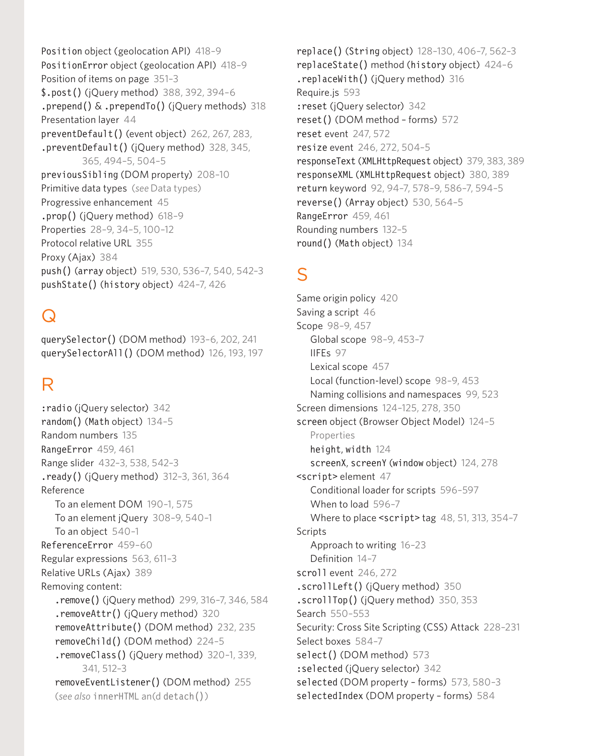Position object (geolocation API) 418–9
PositionError object (geolocation API) 418–9
Position of items on page 351–3
$.post() (jQuery method) 388, 392, 394–6
.prepend() & .prependTo() (jQuery methods) 318
Presentation layer 44
preventDefault() (event object) 262, 267, 283,
.preventDefault() (jQuery method) 328, 345, 365, 494–5, 504–5
previousSibling (DOM property) 208–10
Primitive data types (*see* Data types)
Progressive enhancement 45
.prop() (jQuery method) 618–9
Properties 28–9, 34–5, 100–12
Protocol relative URL 355
Proxy (Ajax) 384
push() (array object) 519, 530, 536–7, 540, 542–3
pushState() (history object) 424–7, 426

## Q

querySelector() (DOM method) 193–6, 202, 241
querySelectorAll() (DOM method) 126, 193, 197

## R

:radio (jQuery selector) 342
random() (Math object) 134–5
Random numbers 135
RangeError 459, 461
Range slider 432–3, 538, 542–3
.ready() (jQuery method) 312–3, 361, 364
Reference
  To an element DOM 190–1, 575
  To an element jQuery 308–9, 540–1
  To an object 540–1
ReferenceError 459–60
Regular expressions 563, 611–3
Relative URLs (Ajax) 389
Removing content:
  .remove() (jQuery method) 299, 316–7, 346, 584
  .removeAttr() (jQuery method) 320
  removeAttribute() (DOM method) 232, 235
  removeChild() (DOM method) 224–5
  .removeClass() (jQuery method) 320–1, 339, 341, 512–3
  removeEventListener() (DOM method) 255
  (*see also* innerHTML an(d detach())

replace() (String object) 128–130, 406–7, 562–3
replaceState() method (history object) 424–6
.replaceWith() (jQuery method) 316
Require.js 593
:reset (jQuery selector) 342
reset() (DOM method – forms) 572
reset event 247, 572
resize event 246, 272, 504–5
responseText (XMLHttpRequest object) 379, 383, 389
responseXML (XMLHttpRequest object) 380, 389
return keyword 92, 94–7, 578–9, 586–7, 594–5
reverse() (Array object) 530, 564–5
RangeError 459, 461
Rounding numbers 132–5
round() (Math object) 134

## S

Same origin policy 420
Saving a script 46
Scope 98–9, 457
  Global scope 98–9, 453–7
  IIFEs 97
  Lexical scope 457
  Local (function-level) scope 98–9, 453
  Naming collisions and namespaces 99, 523
Screen dimensions 124–125, 278, 350
screen object (Browser Object Model) 124–5
  Properties
  height, width 124
  screenX, screenY (window object) 124, 278
<script> element 47
  Conditional loader for scripts 596–597
  When to load 596–7
  Where to place <script> tag 48, 51, 313, 354–7
Scripts
  Approach to writing 16–23
  Definition 14–7
scroll event 246, 272
.scrollLeft() (jQuery method) 350
.scrollTop() (jQuery method) 350, 353
Search 550–553
Security: Cross Site Scripting (CSS) Attack 228–231
Select boxes 584–7
select() (DOM method) 573
:selected (jQuery selector) 342
selected (DOM property – forms) 573, 580–3
selectedIndex (DOM property – forms) 584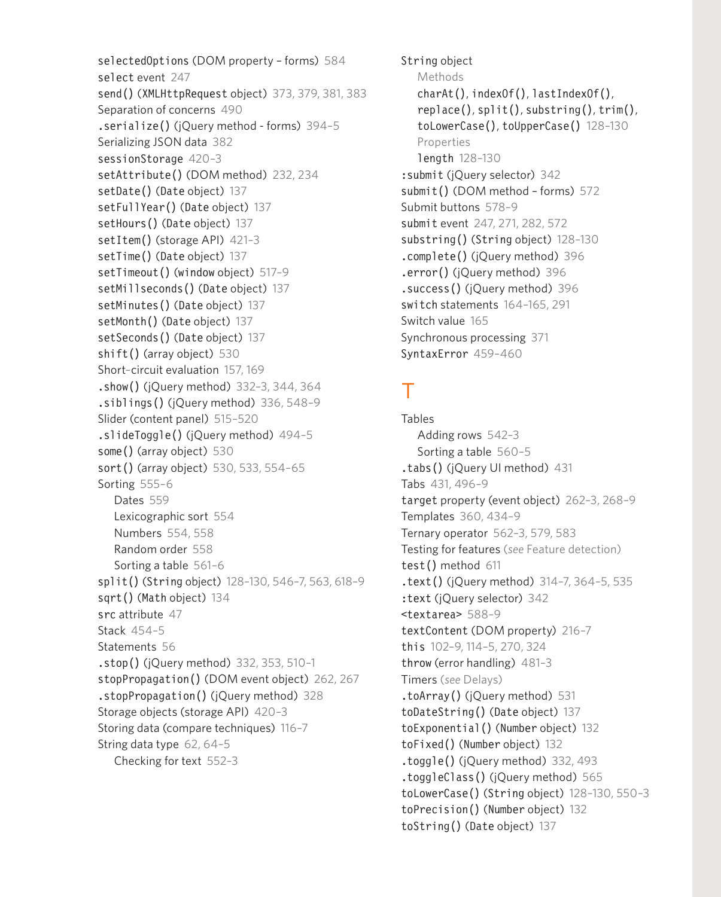selectedOptions (DOM property – forms) 584
select event 247
send() (XMLHttpRequest object) 373, 379, 381, 383
Separation of concerns 490
.serialize() (jQuery method - forms) 394–5
Serializing JSON data 382
sessionStorage 420–3
setAttribute() (DOM method) 232, 234
setDate() (Date object) 137
setFullYear() (Date object) 137
setHours() (Date object) 137
setItem() (storage API) 421–3
setTime() (Date object) 137
setTimeout() (window object) 517–9
setMillseconds() (Date object) 137
setMinutes() (Date object) 137
setMonth() (Date object) 137
setSeconds() (Date object) 137
shift() (array object) 530
Short-circuit evaluation 157, 169
.show() (jQuery method) 332–3, 344, 364
.siblings() (jQuery method) 336, 548–9
Slider (content panel) 515–520
.slideToggle() (jQuery method) 494–5
some() (array object) 530
sort() (array object) 530, 533, 554–65
Sorting 555–6
  Dates 559
  Lexicographic sort 554
  Numbers 554, 558
  Random order 558
  Sorting a table 561–6
split() (String object) 128–130, 546–7, 563, 618–9
sqrt() (Math object) 134
src attribute 47
Stack 454–5
Statements 56
.stop() (jQuery method) 332, 353, 510–1
stopPropagation() (DOM event object) 262, 267
.stopPropagation() (jQuery method) 328
Storage objects (storage API) 420–3
Storing data (compare techniques) 116–7
String data type 62, 64–5
  Checking for text 552–3

String object
  Methods
  charAt(), indexOf(), lastIndexOf(), replace(), split(), substring(), trim(), toLowerCase(), toUpperCase() 128–130
  Properties
  length 128–130
:submit (jQuery selector) 342
submit() (DOM method – forms) 572
Submit buttons 578–9
submit event 247, 271, 282, 572
substring() (String object) 128–130
.complete() (jQuery method) 396
.error() (jQuery method) 396
.success() (jQuery method) 396
switch statements 164–165, 291
Switch value 165
Synchronous processing 371
SyntaxError 459–460

# T

Tables
  Adding rows 542–3
  Sorting a table 560–5
.tabs() (jQuery UI method) 431
Tabs 431, 496–9
target property (event object) 262–3, 268–9
Templates 360, 434–9
Ternary operator 562–3, 579, 583
Testing for features (*see* Feature detection)
test() method 611
.text() (jQuery method) 314–7, 364–5, 535
:text (jQuery selector) 342
<textarea> 588–9
textContent (DOM property) 216–7
this 102–9, 114–5, 270, 324
throw (error handling) 481–3
Timers (*see* Delays)
.toArray() (jQuery method) 531
toDateString() (Date object) 137
toExponential() (Number object) 132
toFixed() (Number object) 132
.toggle() (jQuery method) 332, 493
.toggleClass() (jQuery method) 565
toLowerCase() (String object) 128–130, 550–3
toPrecision() (Number object) 132
toString() (Date object) 137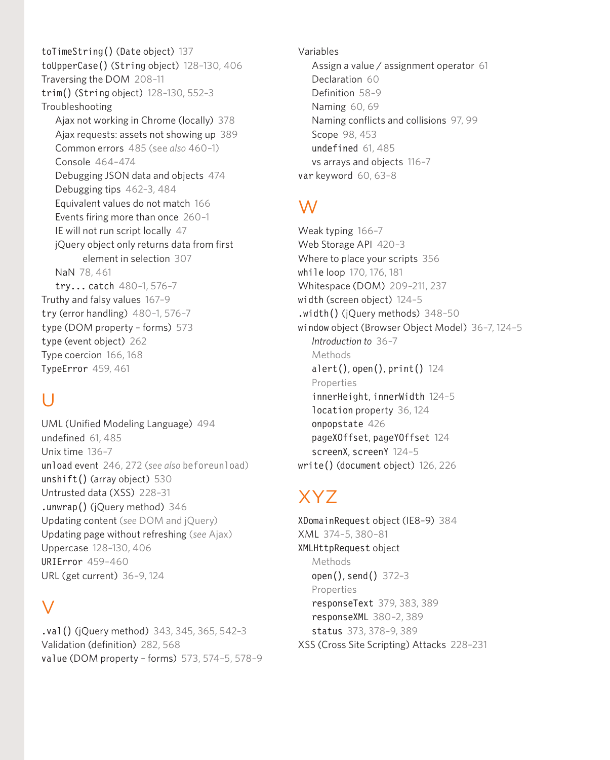toTimeString() (Date object) 137
toUpperCase() (String object) 128–130, 406
Traversing the DOM 208–11
trim() (String object) 128–130, 552–3
Troubleshooting
- Ajax not working in Chrome (locally) 378
- Ajax requests: assets not showing up 389
- Common errors 485 (see *also* 460–1)
- Console 464–474
- Debugging JSON data and objects 474
- Debugging tips 462–3, 484
- Equivalent values do not match 166
- Events firing more than once 260–1
- IE will not run script locally 47
- jQuery object only returns data from first element in selection 307
- NaN 78, 461
- try... catch 480–1, 576–7

Truthy and falsy values 167–9
try (error handling) 480–1, 576–7
type (DOM property – forms) 573
type (event object) 262
Type coercion 166, 168
TypeError 459, 461

## U

UML (Unified Modeling Language) 494
undefined 61, 485
Unix time 136–7
unload event 246, 272 (*see also* beforeunload)
unshift() (array object) 530
Untrusted data (XSS) 228–31
.unwrap() (jQuery method) 346
Updating content (*see* DOM and jQuery)
Updating page without refreshing (*see* Ajax)
Uppercase 128–130, 406
URIError 459–460
URL (get current) 36–9, 124

## V

.val() (jQuery method) 343, 345, 365, 542–3
Validation (definition) 282, 568
value (DOM property – forms) 573, 574–5, 578–9
Variables
- Assign a value / assignment operator 61
- Declaration 60
- Definition 58–9
- Naming 60, 69
- Naming conflicts and collisions 97, 99
- Scope 98, 453
- undefined 61, 485
- vs arrays and objects 116–7

var keyword 60, 63–8

## W

Weak typing 166–7
Web Storage API 420–3
Where to place your scripts 356
while loop 170, 176, 181
Whitespace (DOM) 209–211, 237
width (screen object) 124–5
.width() (jQuery methods) 348–50
window object (Browser Object Model) 36–7, 124–5
- *Introduction to* 36–7
- Methods
- alert(), open(), print() 124
- Properties
- innerHeight, innerWidth 124–5
- location property 36, 124
- onpopstate 426
- pageXOffset, pageYOffset 124
- screenX, screenY 124–5

write() (document object) 126, 226

## XYZ

XDomainRequest object (IE8-9) 384
XML 374–5, 380–81
XMLHttpRequest object
- Methods
- open(), send() 372–3
- Properties
- responseText 379, 383, 389
- responseXML 380–2, 389
- status 373, 378–9, 389

XSS (Cross Site Scripting) Attacks 228–231